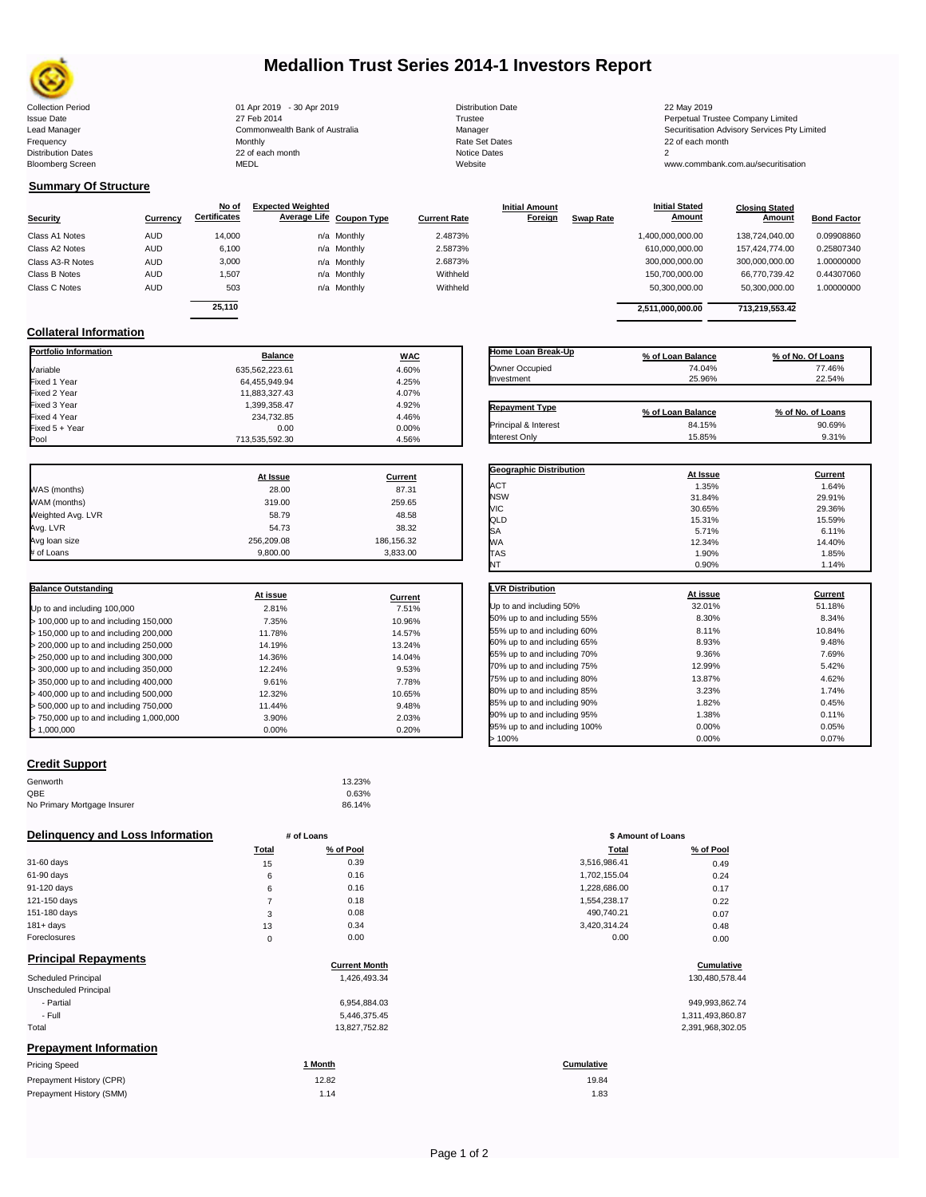# Medallion Trust Series 2014-1 Investors Report

| | | | |
|---|---|---|---|
| Collection Period | 01 Apr 2019 - 30 Apr 2019 | Distribution Date | 22 May 2019 |
| Issue Date | 27 Feb 2014 | Trustee | Perpetual Trustee Company Limited |
| Lead Manager | Commonwealth Bank of Australia | Manager | Securitisation Advisory Services Pty Limited |
| Frequency | Monthly | Rate Set Dates | 22 of each month |
| Distribution Dates | 22 of each month | Notice Dates | 2 |
| Bloomberg Screen | MEDL | Website | www.commbank.com.au/securitisation |

## Summary Of Structure

| Security | Currency | No of Certificates | Expected Weighted Average Life | Coupon Type | Current Rate | Initial Amount Foreign | Swap Rate | Initial Stated Amount | Closing Stated Amount | Bond Factor |
|---|---|---|---|---|---|---|---|---|---|---|
| Class A1 Notes | AUD | 14,000 | n/a | Monthly | 2.4873% | | | 1,400,000,000.00 | 138,724,040.00 | 0.09908860 |
| Class A2 Notes | AUD | 6,100 | n/a | Monthly | 2.5873% | | | 610,000,000.00 | 157,424,774.00 | 0.25807340 |
| Class A3-R Notes | AUD | 3,000 | n/a | Monthly | 2.6873% | | | 300,000,000.00 | 300,000,000.00 | 1.00000000 |
| Class B Notes | AUD | 1,507 | n/a | Monthly | Withheld | | | 150,700,000.00 | 66,770,739.42 | 0.44307060 |
| Class C Notes | AUD | 503 | n/a | Monthly | Withheld | | | 50,300,000.00 | 50,300,000.00 | 1.00000000 |
| | | 25,110 | | | | | | 2,511,000,000.00 | 713,219,553.42 | |

## Collateral Information

| Portfolio Information | Balance | WAC |
|---|---|---|
| Variable | 635,562,223.61 | 4.60% |
| Fixed 1 Year | 64,455,949.94 | 4.25% |
| Fixed 2 Year | 11,883,327.43 | 4.07% |
| Fixed 3 Year | 1,399,358.47 | 4.92% |
| Fixed 4 Year | 234,732.85 | 4.46% |
| Fixed 5 + Year | 0.00 | 0.00% |
| Pool | 713,535,592.30 | 4.56% |

| Home Loan Break-Up | % of Loan Balance | % of No. Of Loans |
|---|---|---|
| Owner Occupied | 74.04% | 77.46% |
| Investment | 25.96% | 22.54% |

| Repayment Type | % of Loan Balance | % of No. of Loans |
|---|---|---|
| Principal & Interest | 84.15% | 90.69% |
| Interest Only | 15.85% | 9.31% |

| | At Issue | Current |
|---|---|---|
| WAS (months) | 28.00 | 87.31 |
| WAM (months) | 319.00 | 259.65 |
| Weighted Avg. LVR | 58.79 | 48.58 |
| Avg. LVR | 54.73 | 38.32 |
| Avg loan size | 256,209.08 | 186,156.32 |
| # of Loans | 9,800.00 | 3,833.00 |

| Geographic Distribution | At Issue | Current |
|---|---|---|
| ACT | 1.35% | 1.64% |
| NSW | 31.84% | 29.91% |
| VIC | 30.65% | 29.36% |
| QLD | 15.31% | 15.59% |
| SA | 5.71% | 6.11% |
| WA | 12.34% | 14.40% |
| TAS | 1.90% | 1.85% |
| NT | 0.90% | 1.14% |

| Balance Outstanding | At issue | Current |
|---|---|---|
| Up to and including 100,000 | 2.81% | 7.51% |
| > 100,000 up to and including 150,000 | 7.35% | 10.96% |
| > 150,000 up to and including 200,000 | 11.78% | 14.57% |
| > 200,000 up to and including 250,000 | 14.19% | 13.24% |
| > 250,000 up to and including 300,000 | 14.36% | 14.04% |
| > 300,000 up to and including 350,000 | 12.24% | 9.53% |
| > 350,000 up to and including 400,000 | 9.61% | 7.78% |
| > 400,000 up to and including 500,000 | 12.32% | 10.65% |
| > 500,000 up to and including 750,000 | 11.44% | 9.48% |
| > 750,000 up to and including 1,000,000 | 3.90% | 2.03% |
| > 1,000,000 | 0.00% | 0.20% |

| LVR Distribution | At issue | Current |
|---|---|---|
| Up to and including 50% | 32.01% | 51.18% |
| 50% up to and including 55% | 8.30% | 8.34% |
| 55% up to and including 60% | 8.11% | 10.84% |
| 60% up to and including 65% | 8.93% | 9.48% |
| 65% up to and including 70% | 9.36% | 7.69% |
| 70% up to and including 75% | 12.99% | 5.42% |
| 75% up to and including 80% | 13.87% | 4.62% |
| 80% up to and including 85% | 3.23% | 1.74% |
| 85% up to and including 90% | 1.82% | 0.45% |
| 90% up to and including 95% | 1.38% | 0.11% |
| 95% up to and including 100% | 0.00% | 0.05% |
| > 100% | 0.00% | 0.07% |

## Credit Support

| | |
|---|---|
| Genworth | 13.23% |
| QBE | 0.63% |
| No Primary Mortgage Insurer | 86.14% |

## Delinquency and Loss Information

| | # of Loans Total | # of Loans % of Pool | $ Amount of Loans Total | $ Amount of Loans % of Pool |
|---|---|---|---|---|
| 31-60 days | 15 | 0.39 | 3,516,986.41 | 0.49 |
| 61-90 days | 6 | 0.16 | 1,702,155.04 | 0.24 |
| 91-120 days | 6 | 0.16 | 1,228,686.00 | 0.17 |
| 121-150 days | 7 | 0.18 | 1,554,238.17 | 0.22 |
| 151-180 days | 3 | 0.08 | 490,740.21 | 0.07 |
| 181+ days | 13 | 0.34 | 3,420,314.24 | 0.48 |
| Foreclosures | 0 | 0.00 | 0.00 | 0.00 |

## Principal Repayments

| | Current Month | Cumulative |
|---|---|---|
| Scheduled Principal | 1,426,493.34 | 130,480,578.44 |
| Unscheduled Principal | | |
| - Partial | 6,954,884.03 | 949,993,862.74 |
| - Full | 5,446,375.45 | 1,311,493,860.87 |
| Total | 13,827,752.82 | 2,391,968,302.05 |

## Prepayment Information

| Pricing Speed | 1 Month | Cumulative |
|---|---|---|
| Prepayment History (CPR) | 12.82 | 19.84 |
| Prepayment History (SMM) | 1.14 | 1.83 |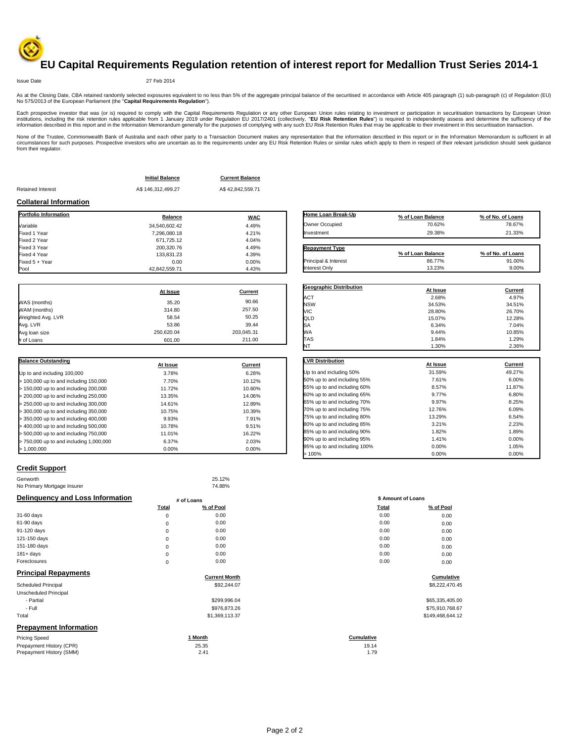# EU Capital Requirements Regulation retention of interest report for Medallion Trust Series 2014-1

Issue Date 27 Feb 2014

As at the Closing Date, CBA retained randomly selected exposures equivalent to no less than 5% of the aggregate principal balance of the securitised in accordance with Article 405 paragraph (1) sub-paragraph (c) of Regulation (EU) No 575/2013 of the European Parliament (the "**Capital Requirements Regulation**").

Each prospective investor that was (or is) required to comply with the Capital Requirements Regulation or any other European Union rules relating to investment or participation in securitisation transactions by European Union institutions, including the risk retention rules applicable from 1 January 2019 under Regulation EU 2017/2401 (collectively, "**EU Risk Retention Rules**") is required to independently assess and determine the sufficiency of the information described in this report and in the Information Memorandum generally for the purposes of complying with any such EU Risk Retention Rules that may be applicable to their investment in this securitisation transaction.

None of the Trustee, Commonwealth Bank of Australia and each other party to a Transaction Document makes any representation that the information described in this report or in the Information Memorandum is sufficient in all circumstances for such purposes. Prospective investors who are uncertain as to the requirements under any EU Risk Retention Rules or similar rules which apply to them in respect of their relevant jurisdiction should seek guidance from their regulator.

| | Initial Balance | Current Balance |
|---|---|---|
| Retained Interest | A$ 146,312,499.27 | A$ 42,842,559.71 |

## Collateral Information

| Portfolio Information | Balance | WAC |
|---|---|---|
| Variable | 34,540,602.42 | 4.49% |
| Fixed 1 Year | 7,296,080.18 | 4.21% |
| Fixed 2 Year | 671,725.12 | 4.04% |
| Fixed 3 Year | 200,320.76 | 4.49% |
| Fixed 4 Year | 133,831.23 | 4.39% |
| Fixed 5 + Year | 0.00 | 0.00% |
| Pool | 42,842,559.71 | 4.43% |

| Home Loan Break-Up | % of Loan Balance | % of No. of Loans |
|---|---|---|
| Owner Occupied | 70.62% | 78.67% |
| Investment | 29.38% | 21.33% |

| Repayment Type | % of Loan Balance | % of No. of Loans |
|---|---|---|
| Principal & Interest | 86.77% | 91.00% |
| Interest Only | 13.23% | 9.00% |

| | At Issue | Current |
|---|---|---|
| WAS (months) | 35.20 | 90.66 |
| WAM (months) | 314.80 | 257.50 |
| Weighted Avg. LVR | 58.54 | 50.25 |
| Avg. LVR | 53.86 | 39.44 |
| Avg loan size | 250,620.04 | 203,045.31 |
| # of Loans | 601.00 | 211.00 |

| Geographic Distribution | At Issue | Current |
|---|---|---|
| ACT | 2.68% | 4.97% |
| NSW | 34.53% | 34.51% |
| VIC | 28.80% | 26.70% |
| QLD | 15.07% | 12.28% |
| SA | 6.34% | 7.04% |
| WA | 9.44% | 10.85% |
| TAS | 1.84% | 1.29% |
| NT | 1.30% | 2.36% |

| Balance Outstanding | At Issue | Current |
|---|---|---|
| Up to and including 100,000 | 3.78% | 6.28% |
| > 100,000 up to and including 150,000 | 7.70% | 10.12% |
| > 150,000 up to and including 200,000 | 11.72% | 10.60% |
| > 200,000 up to and including 250,000 | 13.35% | 14.06% |
| > 250,000 up to and including 300,000 | 14.61% | 12.89% |
| > 300,000 up to and including 350,000 | 10.75% | 10.39% |
| > 350,000 up to and including 400,000 | 9.93% | 7.91% |
| > 400,000 up to and including 500,000 | 10.78% | 9.51% |
| > 500,000 up to and including 750,000 | 11.01% | 16.22% |
| > 750,000 up to and including 1,000,000 | 6.37% | 2.03% |
| > 1,000,000 | 0.00% | 0.00% |

| LVR Distribution | At Issue | Current |
|---|---|---|
| Up to and including 50% | 31.59% | 49.27% |
| 50% up to and including 55% | 7.61% | 6.00% |
| 55% up to and including 60% | 8.57% | 11.87% |
| 60% up to and including 65% | 9.77% | 6.80% |
| 65% up to and including 70% | 9.97% | 8.25% |
| 70% up to and including 75% | 12.76% | 6.09% |
| 75% up to and including 80% | 13.29% | 6.54% |
| 80% up to and including 85% | 3.21% | 2.23% |
| 85% up to and including 90% | 1.82% | 1.89% |
| 90% up to and including 95% | 1.41% | 0.00% |
| 95% up to and including 100% | 0.00% | 1.05% |
| > 100% | 0.00% | 0.00% |

## Credit Support

| | |
|---|---|
| Genworth | 25.12% |
| No Primary Mortgage Insurer | 74.88% |

## Delinquency and Loss Information

| | # of Loans | | \$ Amount of Loans | |
|---|---|---|---|---|
| | Total | % of Pool | Total | % of Pool |
| 31-60 days | 0 | 0.00 | 0.00 | 0.00 |
| 61-90 days | 0 | 0.00 | 0.00 | 0.00 |
| 91-120 days | 0 | 0.00 | 0.00 | 0.00 |
| 121-150 days | 0 | 0.00 | 0.00 | 0.00 |
| 151-180 days | 0 | 0.00 | 0.00 | 0.00 |
| 181+ days | 0 | 0.00 | 0.00 | 0.00 |
| Foreclosures | 0 | 0.00 | 0.00 | 0.00 |

## Principal Repayments

| | Current Month | Cumulative |
|---|---|---|
| Scheduled Principal | $92,244.07 | $8,222,470.45 |
| Unscheduled Principal | | |
| - Partial | $299,996.04 | $65,335,405.00 |
| - Full | $976,873.26 | $75,910,768.67 |
| Total | $1,369,113.37 | $149,468,644.12 |

## Prepayment Information

| Pricing Speed | 1 Month | Cumulative |
|---|---|---|
| Prepayment History (CPR) | 25.35 | 19.14 |
| Prepayment History (SMM) | 2.41 | 1.79 |